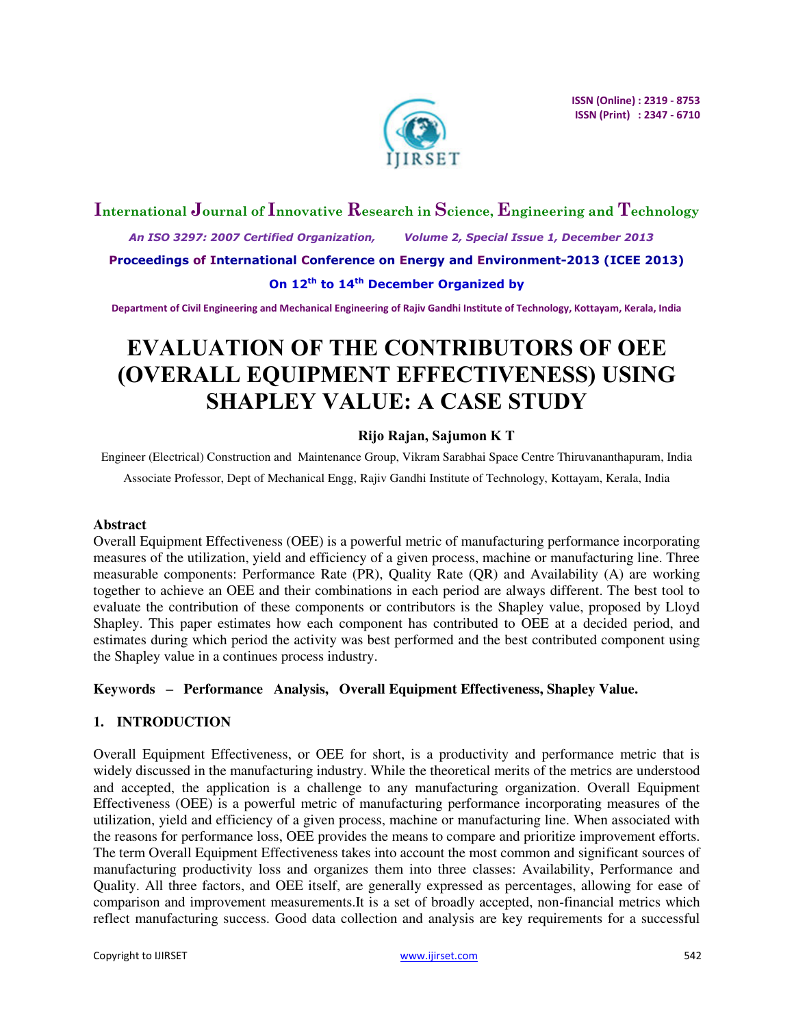# EVALUATION OF THE CONTRIBUTORS OF OEE (OVERALL EQUIPMENT EFFECTIVENESS) USING SHAPLEY VALUE: A CASE STUDY

**Rijo Rajan, Sajumon K T**

Engineer (Electrical) Construction and Maintenance Group, Vikram Sarabhai Space Centre Thiruvananthapuram, India

Associate Professor, Dept of Mechanical Engg, Rajiv Gandhi Institute of Technology, Kottayam, Kerala, India

## Abstract

Overall Equipment Effectiveness (OEE) is a powerful metric of manufacturing performance incorporating measures of the utilization, yield and efficiency of a given process, machine or manufacturing line. Three measurable components: Performance Rate (PR), Quality Rate (QR) and Availability (A) are working together to achieve an OEE and their combinations in each period are always different. The best tool to evaluate the contribution of these components or contributors is the Shapley value, proposed by Lloyd Shapley. This paper estimates how each component has contributed to OEE at a decided period, and estimates during which period the activity was best performed and the best contributed component using the Shapley value in a continues process industry.

**Keywords – Performance Analysis, Overall Equipment Effectiveness, Shapley Value.**

## 1. INTRODUCTION

Overall Equipment Effectiveness, or OEE for short, is a productivity and performance metric that is widely discussed in the manufacturing industry. While the theoretical merits of the metrics are understood and accepted, the application is a challenge to any manufacturing organization. Overall Equipment Effectiveness (OEE) is a powerful metric of manufacturing performance incorporating measures of the utilization, yield and efficiency of a given process, machine or manufacturing line. When associated with the reasons for performance loss, OEE provides the means to compare and prioritize improvement efforts. The term Overall Equipment Effectiveness takes into account the most common and significant sources of manufacturing productivity loss and organizes them into three classes: Availability, Performance and Quality. All three factors, and OEE itself, are generally expressed as percentages, allowing for ease of comparison and improvement measurements.It is a set of broadly accepted, non-financial metrics which reflect manufacturing success. Good data collection and analysis are key requirements for a successful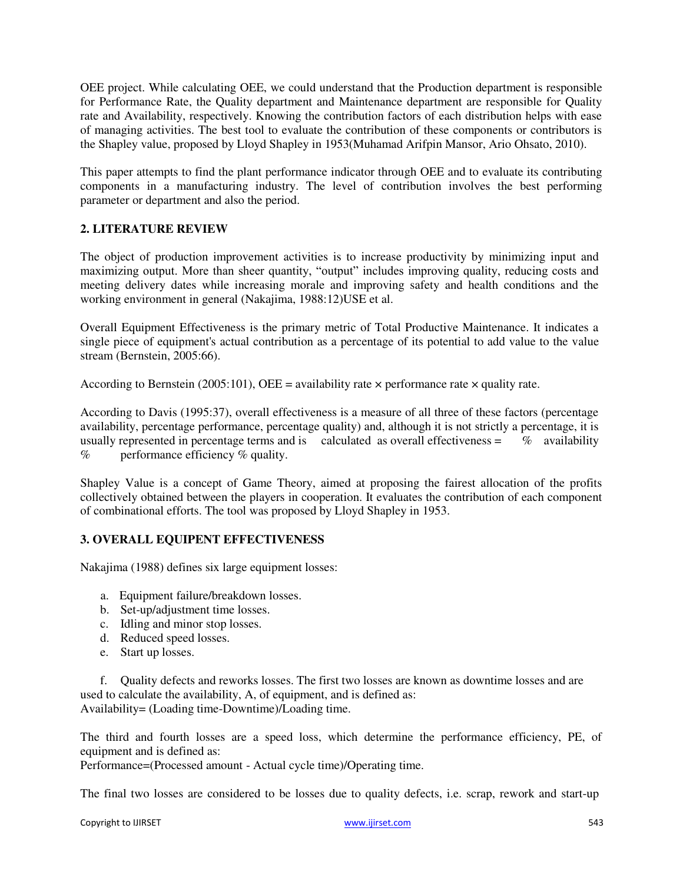OEE project. While calculating OEE, we could understand that the Production department is responsible for Performance Rate, the Quality department and Maintenance department are responsible for Quality rate and Availability, respectively. Knowing the contribution factors of each distribution helps with ease of managing activities. The best tool to evaluate the contribution of these components or contributors is the Shapley value, proposed by Lloyd Shapley in 1953(Muhamad Arifpin Mansor, Ario Ohsato, 2010).

This paper attempts to find the plant performance indicator through OEE and to evaluate its contributing components in a manufacturing industry. The level of contribution involves the best performing parameter or department and also the period.

## 2. LITERATURE REVIEW

The object of production improvement activities is to increase productivity by minimizing input and maximizing output. More than sheer quantity, "output" includes improving quality, reducing costs and meeting delivery dates while increasing morale and improving safety and health conditions and the working environment in general (Nakajima, 1988:12)USE et al.

Overall Equipment Effectiveness is the primary metric of Total Productive Maintenance. It indicates a single piece of equipment's actual contribution as a percentage of its potential to add value to the value stream (Bernstein, 2005:66).

According to Bernstein (2005:101), OEE = availability rate × performance rate × quality rate.

According to Davis (1995:37), overall effectiveness is a measure of all three of these factors (percentage availability, percentage performance, percentage quality) and, although it is not strictly a percentage, it is usually represented in percentage terms and is calculated as overall effectiveness = % availability % performance efficiency % quality.

Shapley Value is a concept of Game Theory, aimed at proposing the fairest allocation of the profits collectively obtained between the players in cooperation. It evaluates the contribution of each component of combinational efforts. The tool was proposed by Lloyd Shapley in 1953.

## 3. OVERALL EQUIPENT EFFECTIVENESS

Nakajima (1988) defines six large equipment losses:

a. Equipment failure/breakdown losses.
b. Set-up/adjustment time losses.
c. Idling and minor stop losses.
d. Reduced speed losses.
e. Start up losses.
f. Quality defects and reworks losses. The first two losses are known as downtime losses and are used to calculate the availability, A, of equipment, and is defined as:

Availability= (Loading time-Downtime)/Loading time.

The third and fourth losses are a speed loss, which determine the performance efficiency, PE, of equipment and is defined as:

Performance=(Processed amount - Actual cycle time)/Operating time.

The final two losses are considered to be losses due to quality defects, i.e. scrap, rework and start-up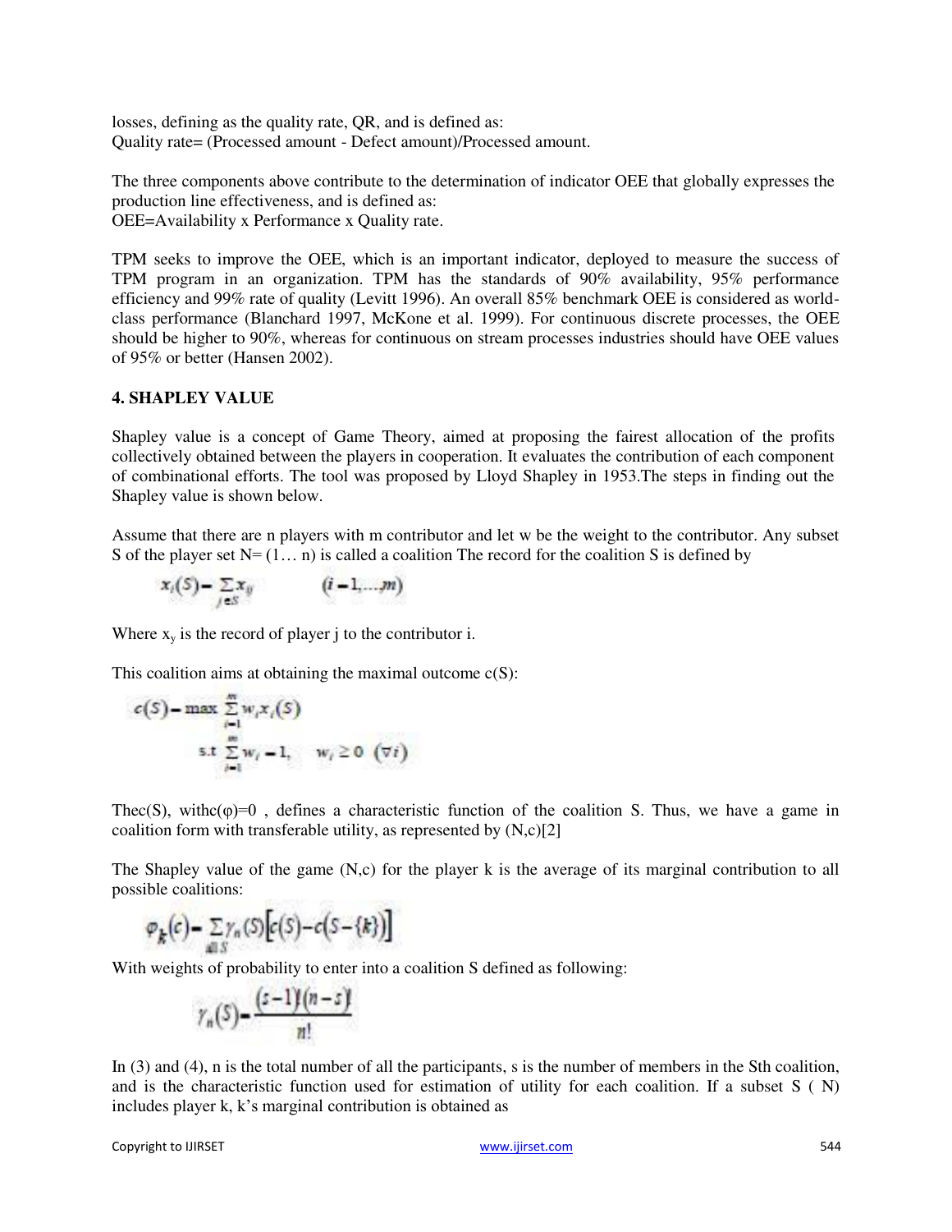losses, defining as the quality rate, QR, and is defined as:
Quality rate= (Processed amount - Defect amount)/Processed amount.

The three components above contribute to the determination of indicator OEE that globally expresses the production line effectiveness, and is defined as:
OEE=Availability x Performance x Quality rate.

TPM seeks to improve the OEE, which is an important indicator, deployed to measure the success of TPM program in an organization. TPM has the standards of 90% availability, 95% performance efficiency and 99% rate of quality (Levitt 1996). An overall 85% benchmark OEE is considered as world-class performance (Blanchard 1997, McKone et al. 1999). For continuous discrete processes, the OEE should be higher to 90%, whereas for continuous on stream processes industries should have OEE values of 95% or better (Hansen 2002).

## 4. SHAPLEY VALUE

Shapley value is a concept of Game Theory, aimed at proposing the fairest allocation of the profits collectively obtained between the players in cooperation. It evaluates the contribution of each component of combinational efforts. The tool was proposed by Lloyd Shapley in 1953.The steps in finding out the Shapley value is shown below.

Assume that there are n players with m contributor and let w be the weight to the contributor. Any subset S of the player set N= (1… n) is called a coalition The record for the coalition S is defined by

$$x_i(S) = \sum_{j \in S} x_{ij} \qquad (i = 1, \ldots, m)$$

Where $x_y$ is the record of player j to the contributor i.

This coalition aims at obtaining the maximal outcome c(S):

$$c(S) = \max \sum_{i=1}^{m} w_i x_i(S)$$

$$\text{s.t } \sum_{i=1}^{m} w_i = 1, \quad w_i \geq 0 \ (\forall i)$$

Thec(S), withc(φ)=0 , defines a characteristic function of the coalition S. Thus, we have a game in coalition form with transferable utility, as represented by (N,c)[2]

The Shapley value of the game (N,c) for the player k is the average of its marginal contribution to all possible coalitions:

$$\varphi_k(c) = \sum_{all\, S} \gamma_n(S)\left[c(S) - c(S - \{k\})\right]$$

With weights of probability to enter into a coalition S defined as following:

$$\gamma_n(S) = \frac{(s-1)!(n-s)!}{n!}$$

In (3) and (4), n is the total number of all the participants, s is the number of members in the Sth coalition, and is the characteristic function used for estimation of utility for each coalition. If a subset S ( N) includes player k, k's marginal contribution is obtained as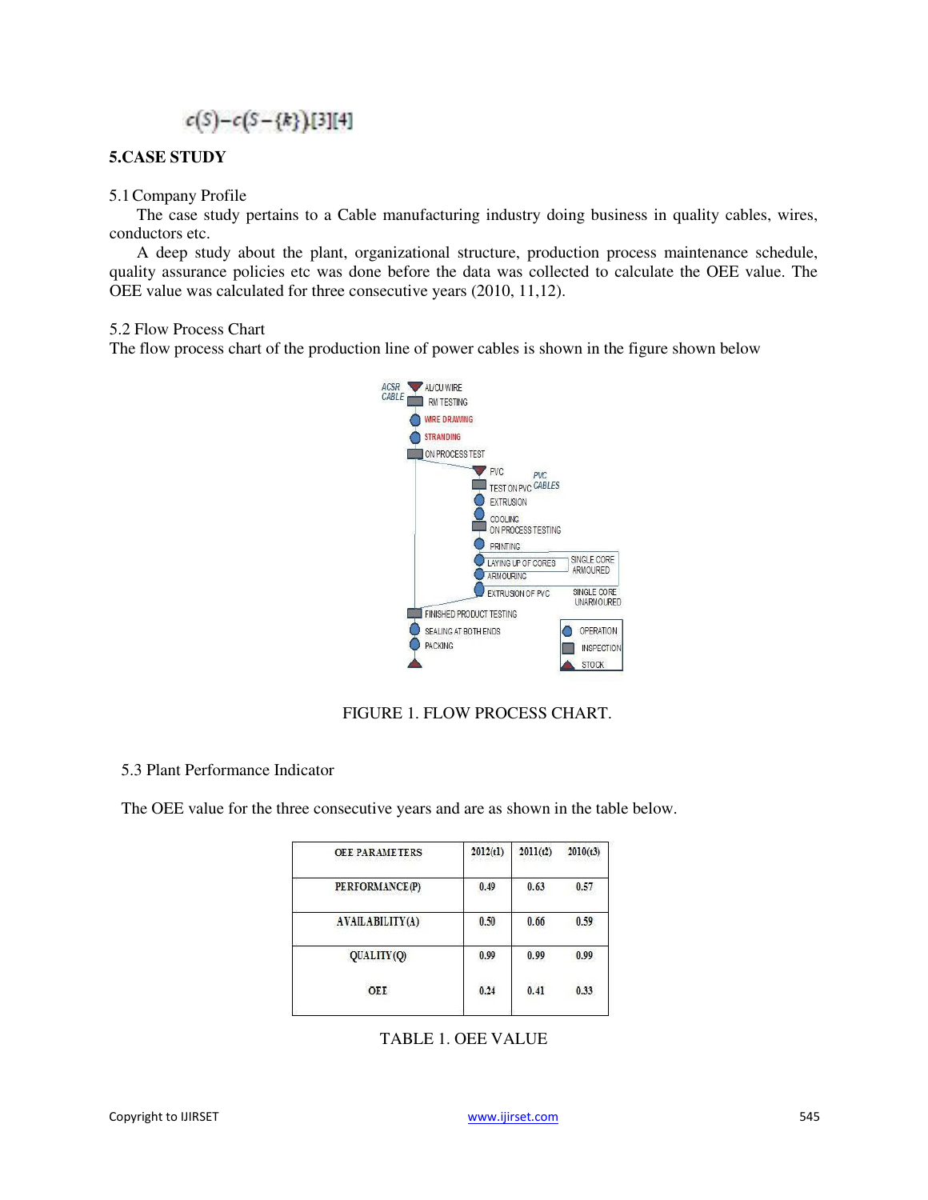$c(S)-c(S-\{k\})$[3][4]

## 5.CASE STUDY

5.1 Company Profile

The case study pertains to a Cable manufacturing industry doing business in quality cables, wires, conductors etc.

A deep study about the plant, organizational structure, production process maintenance schedule, quality assurance policies etc was done before the data was collected to calculate the OEE value. The OEE value was calculated for three consecutive years (2010, 11,12).

5.2 Flow Process Chart

The flow process chart of the production line of power cables is shown in the figure shown below

FIGURE 1. FLOW PROCESS CHART.

5.3 Plant Performance Indicator

The OEE value for the three consecutive years and are as shown in the table below.

| OEE PARAMETERS | 2012(t1) | 2011(t2) | 2010(t3) |
|---|---|---|---|
| PERFORMANCE(P) | 0.49 | 0.63 | 0.57 |
| AVAILABILITY(A) | 0.50 | 0.66 | 0.59 |
| QUALITY(Q) | 0.99 | 0.99 | 0.99 |
| OEE | 0.24 | 0.41 | 0.33 |

TABLE 1. OEE VALUE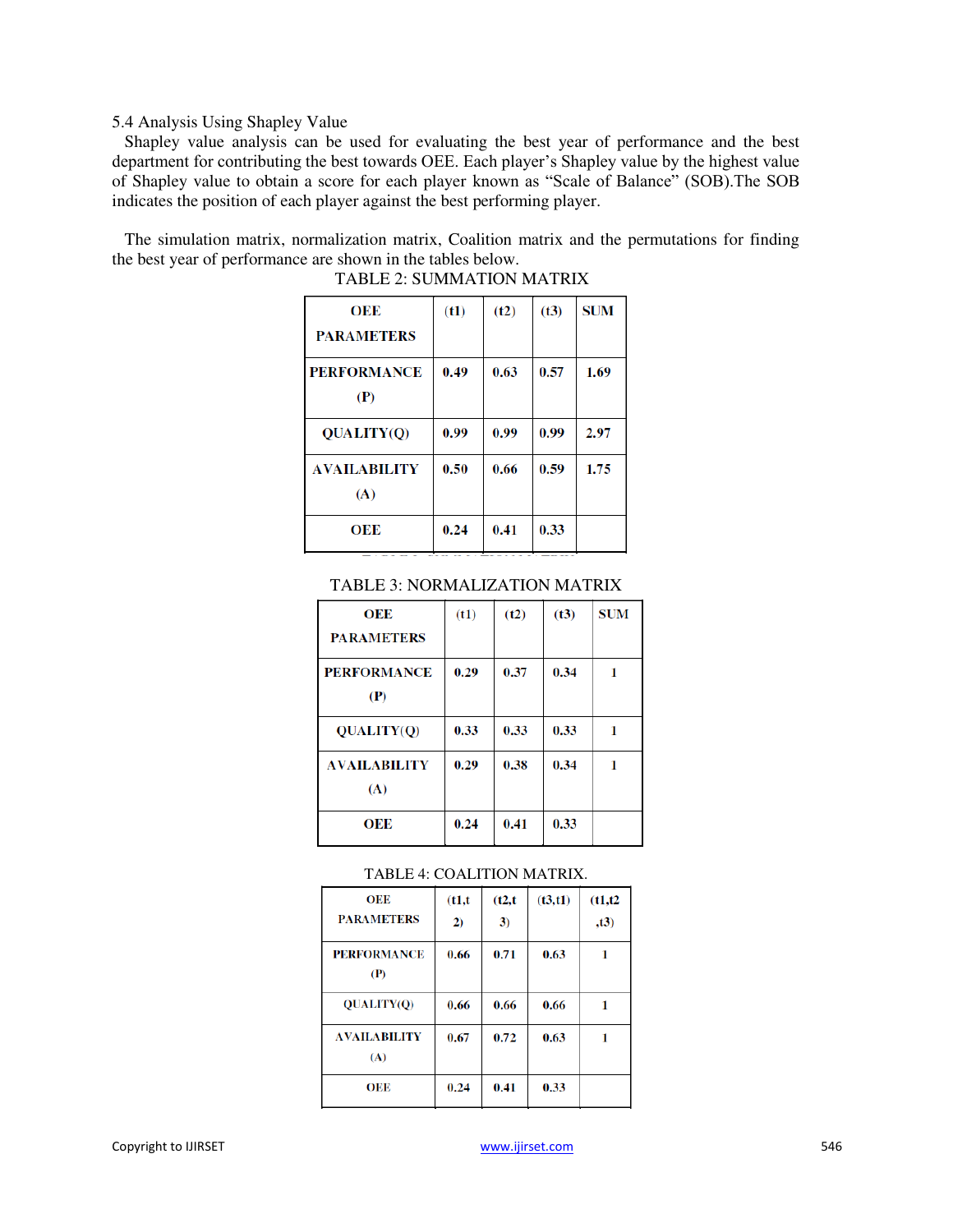5.4 Analysis Using Shapley Value

Shapley value analysis can be used for evaluating the best year of performance and the best department for contributing the best towards OEE. Each player's Shapley value by the highest value of Shapley value to obtain a score for each player known as "Scale of Balance" (SOB).The SOB indicates the position of each player against the best performing player.

The simulation matrix, normalization matrix, Coalition matrix and the permutations for finding the best year of performance are shown in the tables below.

TABLE 2: SUMMATION MATRIX

| OEE PARAMETERS | (t1) | (t2) | (t3) | SUM |
|---|---|---|---|---|
| PERFORMANCE (P) | 0.49 | 0.63 | 0.57 | 1.69 |
| QUALITY(Q) | 0.99 | 0.99 | 0.99 | 2.97 |
| AVAILABILITY (A) | 0.50 | 0.66 | 0.59 | 1.75 |
| OEE | 0.24 | 0.41 | 0.33 | |

TABLE 3: NORMALIZATION MATRIX

| OEE PARAMETERS | (t1) | (t2) | (t3) | SUM |
|---|---|---|---|---|
| PERFORMANCE (P) | 0.29 | 0.37 | 0.34 | 1 |
| QUALITY(Q) | 0.33 | 0.33 | 0.33 | 1 |
| AVAILABILITY (A) | 0.29 | 0.38 | 0.34 | 1 |
| OEE | 0.24 | 0.41 | 0.33 | |

TABLE 4: COALITION MATRIX.

| OEE PARAMETERS | (t1,t2) | (t2,t3) | (t3,t1) | (t1,t2,t3) |
|---|---|---|---|---|
| PERFORMANCE (P) | 0.66 | 0.71 | 0.63 | 1 |
| QUALITY(Q) | 0.66 | 0.66 | 0.66 | 1 |
| AVAILABILITY (A) | 0.67 | 0.72 | 0.63 | 1 |
| OEE | 0.24 | 0.41 | 0.33 | |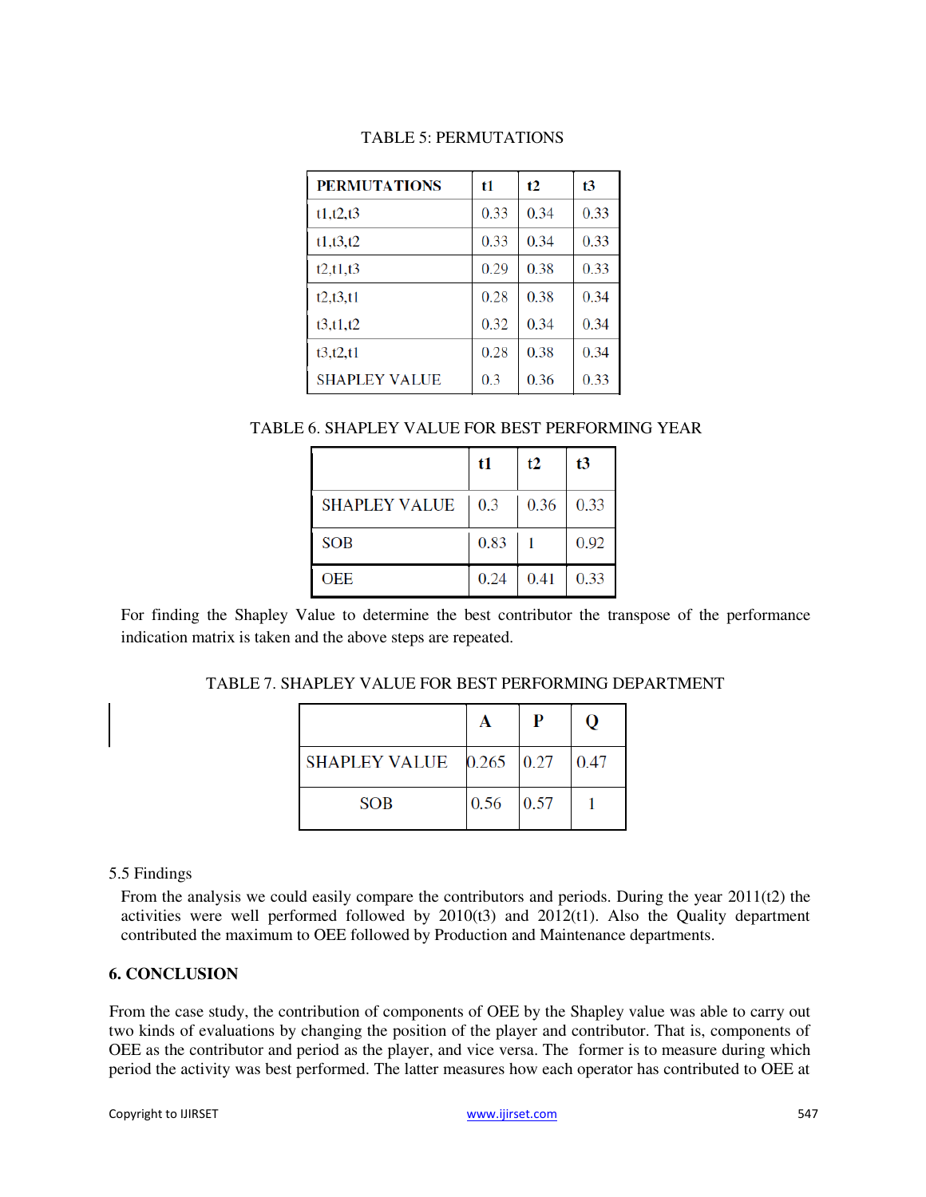TABLE 5: PERMUTATIONS

| PERMUTATIONS | t1 | t2 | t3 |
|---|---|---|---|
| t1,t2,t3 | 0.33 | 0.34 | 0.33 |
| t1,t3,t2 | 0.33 | 0.34 | 0.33 |
| t2,t1,t3 | 0.29 | 0.38 | 0.33 |
| t2,t3,t1 | 0.28 | 0.38 | 0.34 |
| t3,t1,t2 | 0.32 | 0.34 | 0.34 |
| t3,t2,t1 | 0.28 | 0.38 | 0.34 |
| SHAPLEY VALUE | 0.3 | 0.36 | 0.33 |

TABLE 6. SHAPLEY VALUE FOR BEST PERFORMING YEAR

| | t1 | t2 | t3 |
|---|---|---|---|
| SHAPLEY VALUE | 0.3 | 0.36 | 0.33 |
| SOB | 0.83 | 1 | 0.92 |
| OEE | 0.24 | 0.41 | 0.33 |

For finding the Shapley Value to determine the best contributor the transpose of the performance indication matrix is taken and the above steps are repeated.

TABLE 7. SHAPLEY VALUE FOR BEST PERFORMING DEPARTMENT

| | A | P | Q |
|---|---|---|---|
| SHAPLEY VALUE | 0.265 | 0.27 | 0.47 |
| SOB | 0.56 | 0.57 | 1 |

5.5 Findings

From the analysis we could easily compare the contributors and periods. During the year 2011(t2) the activities were well performed followed by 2010(t3) and 2012(t1). Also the Quality department contributed the maximum to OEE followed by Production and Maintenance departments.

## 6. CONCLUSION

From the case study, the contribution of components of OEE by the Shapley value was able to carry out two kinds of evaluations by changing the position of the player and contributor. That is, components of OEE as the contributor and period as the player, and vice versa. The former is to measure during which period the activity was best performed. The latter measures how each operator has contributed to OEE at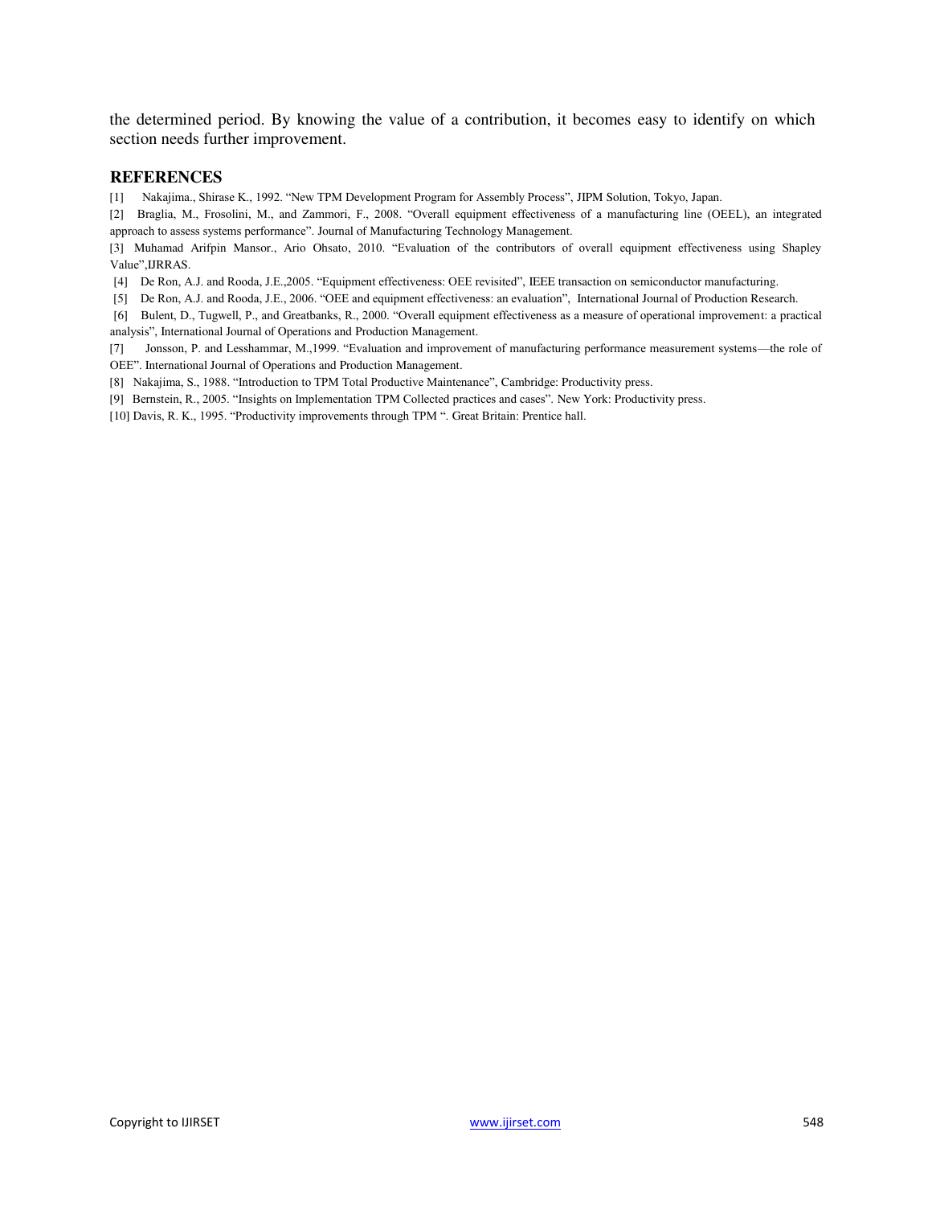the determined period. By knowing the value of a contribution, it becomes easy to identify on which section needs further improvement.

## REFERENCES

[1] Nakajima., Shirase K., 1992. "New TPM Development Program for Assembly Process", JIPM Solution, Tokyo, Japan.

[2] Braglia, M., Frosolini, M., and Zammori, F., 2008. "Overall equipment effectiveness of a manufacturing line (OEEL), an integrated approach to assess systems performance". Journal of Manufacturing Technology Management.

[3] Muhamad Arifpin Mansor., Ario Ohsato, 2010. "Evaluation of the contributors of overall equipment effectiveness using Shapley Value",IJRRAS.

[4] De Ron, A.J. and Rooda, J.E.,2005. "Equipment effectiveness: OEE revisited", IEEE transaction on semiconductor manufacturing.

[5] De Ron, A.J. and Rooda, J.E., 2006. "OEE and equipment effectiveness: an evaluation", International Journal of Production Research.

[6] Bulent, D., Tugwell, P., and Greatbanks, R., 2000. "Overall equipment effectiveness as a measure of operational improvement: a practical analysis", International Journal of Operations and Production Management.

[7] Jonsson, P. and Lesshammar, M.,1999. "Evaluation and improvement of manufacturing performance measurement systems—the role of OEE". International Journal of Operations and Production Management.

[8] Nakajima, S., 1988. "Introduction to TPM Total Productive Maintenance", Cambridge: Productivity press.

[9] Bernstein, R., 2005. "Insights on Implementation TPM Collected practices and cases". New York: Productivity press.

[10] Davis, R. K., 1995. "Productivity improvements through TPM ". Great Britain: Prentice hall.